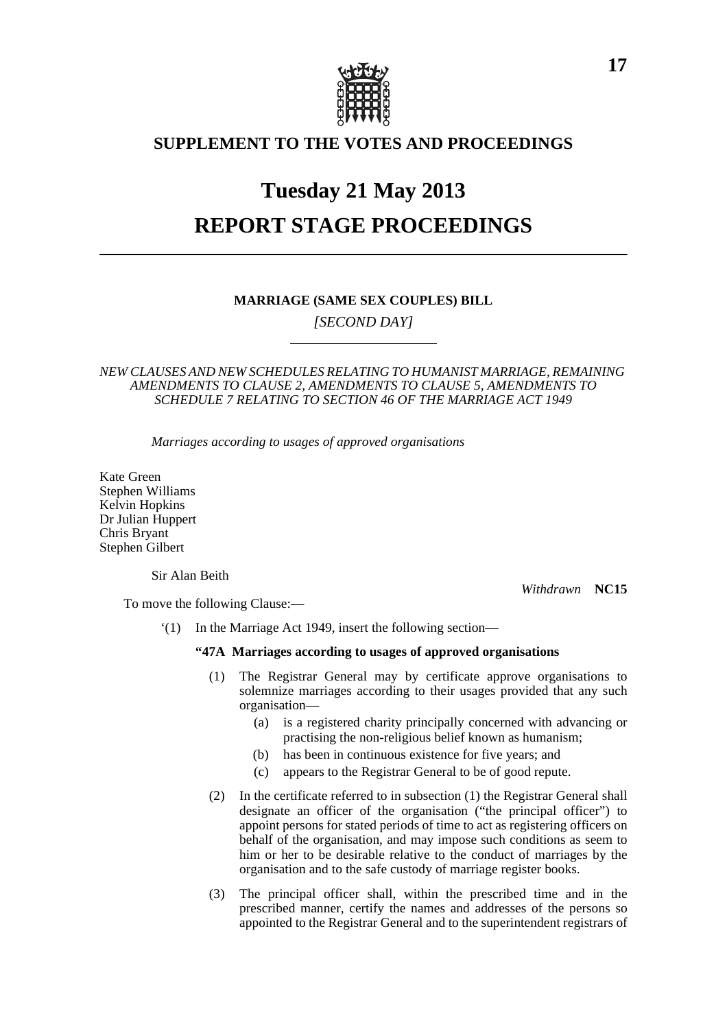## SUPPLEMENT TO THE VOTES AND PROCEEDINGS

# Tuesday 21 May 2013

# REPORT STAGE PROCEEDINGS

---

**MARRIAGE (SAME SEX COUPLES) BILL**

*[SECOND DAY]*

---

*NEW CLAUSES AND NEW SCHEDULES RELATING TO HUMANIST MARRIAGE, REMAINING AMENDMENTS TO CLAUSE 2, AMENDMENTS TO CLAUSE 5, AMENDMENTS TO SCHEDULE 7 RELATING TO SECTION 46 OF THE MARRIAGE ACT 1949*

*Marriages according to usages of approved organisations*

Kate Green
Stephen Williams
Kelvin Hopkins
Dr Julian Huppert
Chris Bryant
Stephen Gilbert

Sir Alan Beith

*Withdrawn* **NC15**

To move the following Clause:—

'(1) In the Marriage Act 1949, insert the following section—

**"47A Marriages according to usages of approved organisations**

(1) The Registrar General may by certificate approve organisations to solemnize marriages according to their usages provided that any such organisation—

(a) is a registered charity principally concerned with advancing or practising the non-religious belief known as humanism;

(b) has been in continuous existence for five years; and

(c) appears to the Registrar General to be of good repute.

(2) In the certificate referred to in subsection (1) the Registrar General shall designate an officer of the organisation ("the principal officer") to appoint persons for stated periods of time to act as registering officers on behalf of the organisation, and may impose such conditions as seem to him or her to be desirable relative to the conduct of marriages by the organisation and to the safe custody of marriage register books.

(3) The principal officer shall, within the prescribed time and in the prescribed manner, certify the names and addresses of the persons so appointed to the Registrar General and to the superintendent registrars of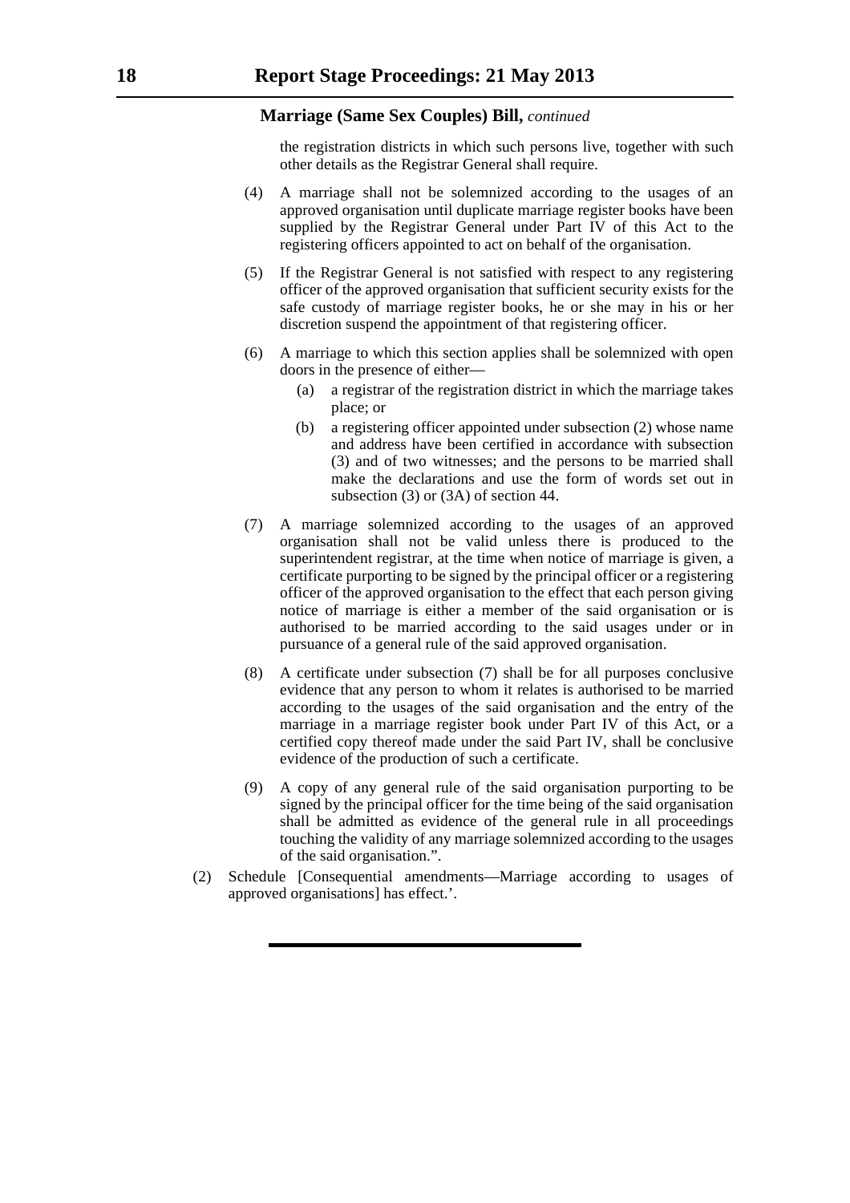**Marriage (Same Sex Couples) Bill,** *continued*

the registration districts in which such persons live, together with such other details as the Registrar General shall require.

(4) A marriage shall not be solemnized according to the usages of an approved organisation until duplicate marriage register books have been supplied by the Registrar General under Part IV of this Act to the registering officers appointed to act on behalf of the organisation.

(5) If the Registrar General is not satisfied with respect to any registering officer of the approved organisation that sufficient security exists for the safe custody of marriage register books, he or she may in his or her discretion suspend the appointment of that registering officer.

(6) A marriage to which this section applies shall be solemnized with open doors in the presence of either—

- (a) a registrar of the registration district in which the marriage takes place; or
- (b) a registering officer appointed under subsection (2) whose name and address have been certified in accordance with subsection (3) and of two witnesses; and the persons to be married shall make the declarations and use the form of words set out in subsection (3) or (3A) of section 44.

(7) A marriage solemnized according to the usages of an approved organisation shall not be valid unless there is produced to the superintendent registrar, at the time when notice of marriage is given, a certificate purporting to be signed by the principal officer or a registering officer of the approved organisation to the effect that each person giving notice of marriage is either a member of the said organisation or is authorised to be married according to the said usages under or in pursuance of a general rule of the said approved organisation.

(8) A certificate under subsection (7) shall be for all purposes conclusive evidence that any person to whom it relates is authorised to be married according to the usages of the said organisation and the entry of the marriage in a marriage register book under Part IV of this Act, or a certified copy thereof made under the said Part IV, shall be conclusive evidence of the production of such a certificate.

(9) A copy of any general rule of the said organisation purporting to be signed by the principal officer for the time being of the said organisation shall be admitted as evidence of the general rule in all proceedings touching the validity of any marriage solemnized according to the usages of the said organisation.".

(2) Schedule [Consequential amendments—Marriage according to usages of approved organisations] has effect.'.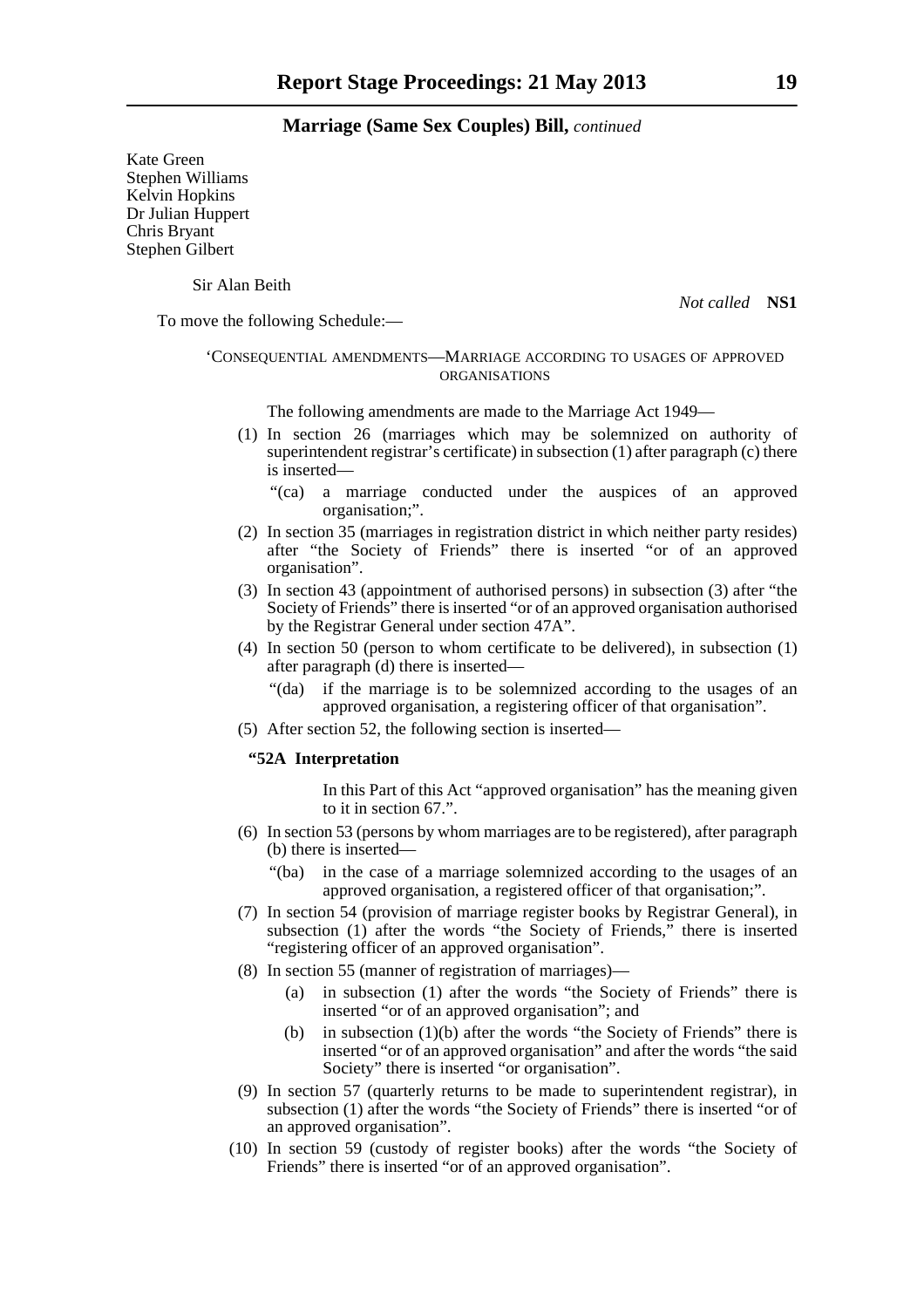Kate Green
Stephen Williams
Kelvin Hopkins
Dr Julian Huppert
Chris Bryant
Stephen Gilbert

Sir Alan Beith

*Not called* **NS1**

To move the following Schedule:—

'CONSEQUENTIAL AMENDMENTS—MARRIAGE ACCORDING TO USAGES OF APPROVED ORGANISATIONS

The following amendments are made to the Marriage Act 1949—

(1) In section 26 (marriages which may be solemnized on authority of superintendent registrar's certificate) in subsection (1) after paragraph (c) there is inserted—

"(ca) a marriage conducted under the auspices of an approved organisation;".

(2) In section 35 (marriages in registration district in which neither party resides) after "the Society of Friends" there is inserted "or of an approved organisation".

(3) In section 43 (appointment of authorised persons) in subsection (3) after "the Society of Friends" there is inserted "or of an approved organisation authorised by the Registrar General under section 47A".

(4) In section 50 (person to whom certificate to be delivered), in subsection (1) after paragraph (d) there is inserted—

"(da) if the marriage is to be solemnized according to the usages of an approved organisation, a registering officer of that organisation".

(5) After section 52, the following section is inserted—

**"52A Interpretation**

In this Part of this Act "approved organisation" has the meaning given to it in section 67.".

(6) In section 53 (persons by whom marriages are to be registered), after paragraph (b) there is inserted—

"(ba) in the case of a marriage solemnized according to the usages of an approved organisation, a registered officer of that organisation;".

(7) In section 54 (provision of marriage register books by Registrar General), in subsection (1) after the words "the Society of Friends," there is inserted "registering officer of an approved organisation".

(8) In section 55 (manner of registration of marriages)—

(a) in subsection (1) after the words "the Society of Friends" there is inserted "or of an approved organisation"; and

(b) in subsection (1)(b) after the words "the Society of Friends" there is inserted "or of an approved organisation" and after the words "the said Society" there is inserted "or organisation".

(9) In section 57 (quarterly returns to be made to superintendent registrar), in subsection (1) after the words "the Society of Friends" there is inserted "or of an approved organisation".

(10) In section 59 (custody of register books) after the words "the Society of Friends" there is inserted "or of an approved organisation".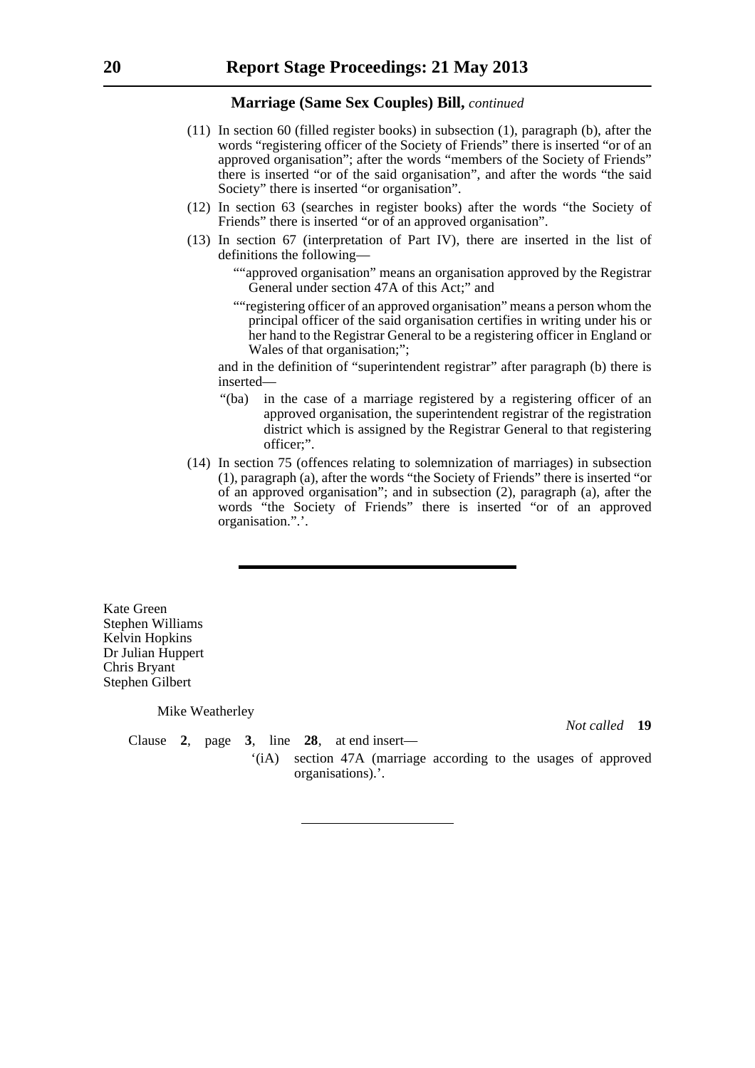**Marriage (Same Sex Couples) Bill,** *continued*

(11) In section 60 (filled register books) in subsection (1), paragraph (b), after the words "registering officer of the Society of Friends" there is inserted "or of an approved organisation"; after the words "members of the Society of Friends" there is inserted "or of the said organisation", and after the words "the said Society" there is inserted "or organisation".

(12) In section 63 (searches in register books) after the words "the Society of Friends" there is inserted "or of an approved organisation".

(13) In section 67 (interpretation of Part IV), there are inserted in the list of definitions the following—

""approved organisation" means an organisation approved by the Registrar General under section 47A of this Act;" and

""registering officer of an approved organisation" means a person whom the principal officer of the said organisation certifies in writing under his or her hand to the Registrar General to be a registering officer in England or Wales of that organisation;";

and in the definition of "superintendent registrar" after paragraph (b) there is inserted—

"(ba) in the case of a marriage registered by a registering officer of an approved organisation, the superintendent registrar of the registration district which is assigned by the Registrar General to that registering officer;".

(14) In section 75 (offences relating to solemnization of marriages) in subsection (1), paragraph (a), after the words "the Society of Friends" there is inserted "or of an approved organisation"; and in subsection (2), paragraph (a), after the words "the Society of Friends" there is inserted "or of an approved organisation.".'.

---

Kate Green
Stephen Williams
Kelvin Hopkins
Dr Julian Huppert
Chris Bryant
Stephen Gilbert

Mike Weatherley

*Not called* **19**

Clause **2**, page **3**, line **28**, at end insert—

'(iA) section 47A (marriage according to the usages of approved organisations).'.

---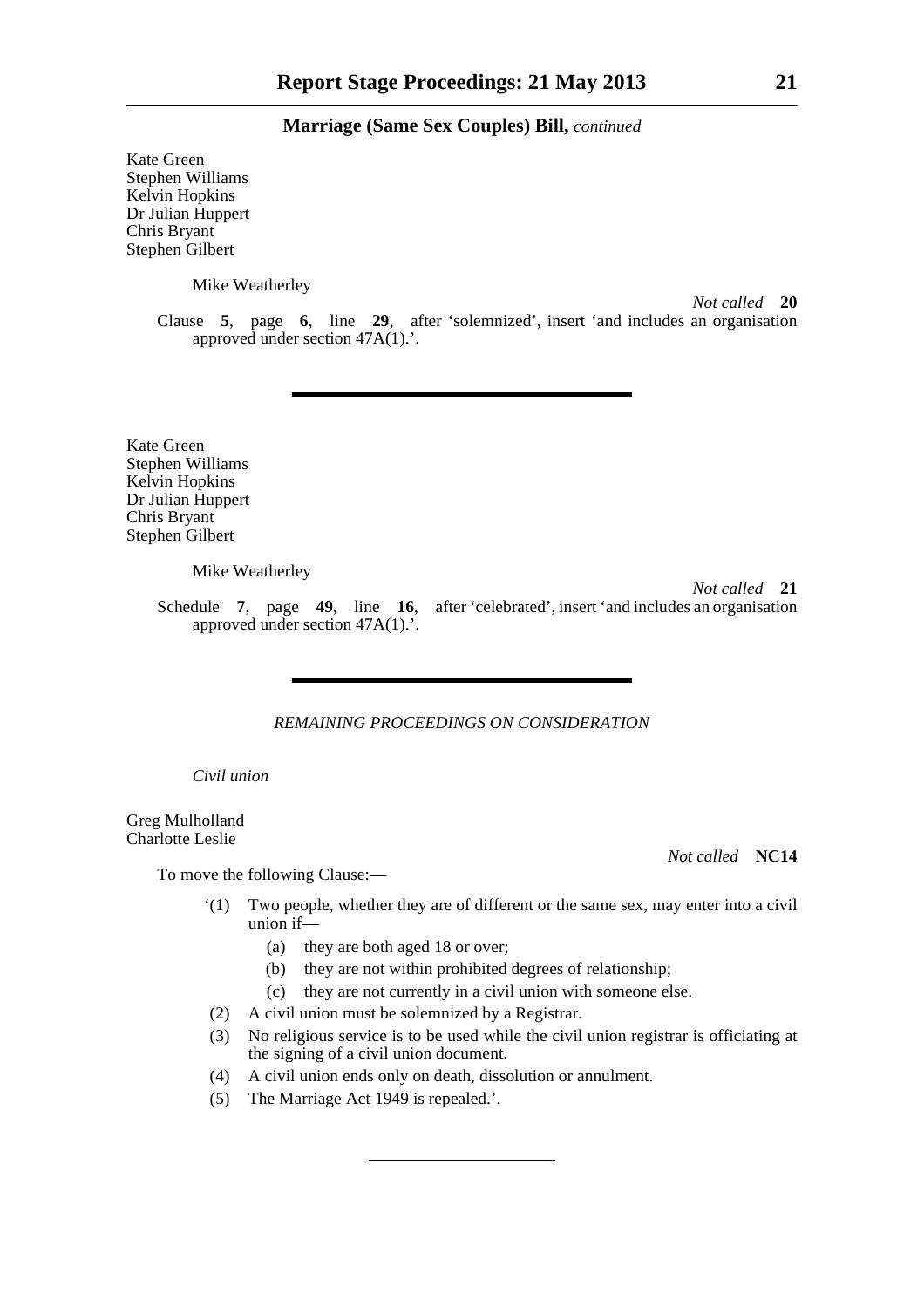Kate Green
Stephen Williams
Kelvin Hopkins
Dr Julian Huppert
Chris Bryant
Stephen Gilbert

Mike Weatherley

*Not called* **20**

Clause **5**, page **6**, line **29**, after 'solemnized', insert 'and includes an organisation approved under section 47A(1).'.

---

Kate Green
Stephen Williams
Kelvin Hopkins
Dr Julian Huppert
Chris Bryant
Stephen Gilbert

Mike Weatherley

*Not called* **21**

Schedule **7**, page **49**, line **16**, after 'celebrated', insert 'and includes an organisation approved under section 47A(1).'.

---

*REMAINING PROCEEDINGS ON CONSIDERATION*

*Civil union*

Greg Mulholland
Charlotte Leslie

*Not called* **NC14**

To move the following Clause:—

'(1) Two people, whether they are of different or the same sex, may enter into a civil union if—

(a) they are both aged 18 or over;

(b) they are not within prohibited degrees of relationship;

(c) they are not currently in a civil union with someone else.

(2) A civil union must be solemnized by a Registrar.

(3) No religious service is to be used while the civil union registrar is officiating at the signing of a civil union document.

(4) A civil union ends only on death, dissolution or annulment.

(5) The Marriage Act 1949 is repealed.'.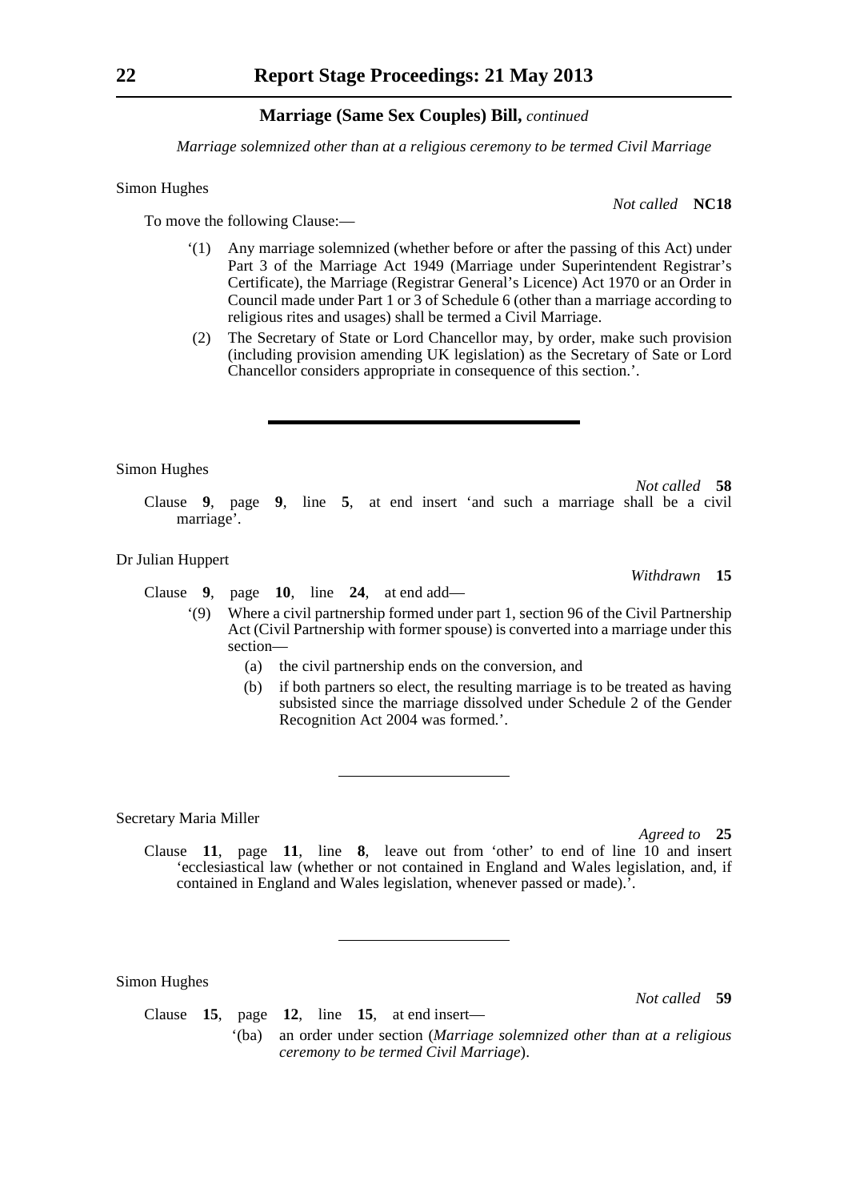## Marriage (Same Sex Couples) Bill, *continued*

*Marriage solemnized other than at a religious ceremony to be termed Civil Marriage*

Simon Hughes

*Not called* **NC18**

To move the following Clause:—

'(1) Any marriage solemnized (whether before or after the passing of this Act) under Part 3 of the Marriage Act 1949 (Marriage under Superintendent Registrar's Certificate), the Marriage (Registrar General's Licence) Act 1970 or an Order in Council made under Part 1 or 3 of Schedule 6 (other than a marriage according to religious rites and usages) shall be termed a Civil Marriage.

(2) The Secretary of State or Lord Chancellor may, by order, make such provision (including provision amending UK legislation) as the Secretary of Sate or Lord Chancellor considers appropriate in consequence of this section.'.

---

Simon Hughes

*Not called* **58**

Clause **9**, page **9**, line **5**, at end insert 'and such a marriage shall be a civil marriage'.

Dr Julian Huppert

*Withdrawn* **15**

Clause **9**, page **10**, line **24**, at end add—

'(9) Where a civil partnership formed under part 1, section 96 of the Civil Partnership Act (Civil Partnership with former spouse) is converted into a marriage under this section—

(a) the civil partnership ends on the conversion, and

(b) if both partners so elect, the resulting marriage is to be treated as having subsisted since the marriage dissolved under Schedule 2 of the Gender Recognition Act 2004 was formed.'.

---

Secretary Maria Miller

*Agreed to* **25**

Clause **11**, page **11**, line **8**, leave out from 'other' to end of line 10 and insert 'ecclesiastical law (whether or not contained in England and Wales legislation, and, if contained in England and Wales legislation, whenever passed or made).'.

---

Simon Hughes

*Not called* **59**

Clause **15**, page **12**, line **15**, at end insert—

'(ba) an order under section (*Marriage solemnized other than at a religious ceremony to be termed Civil Marriage*).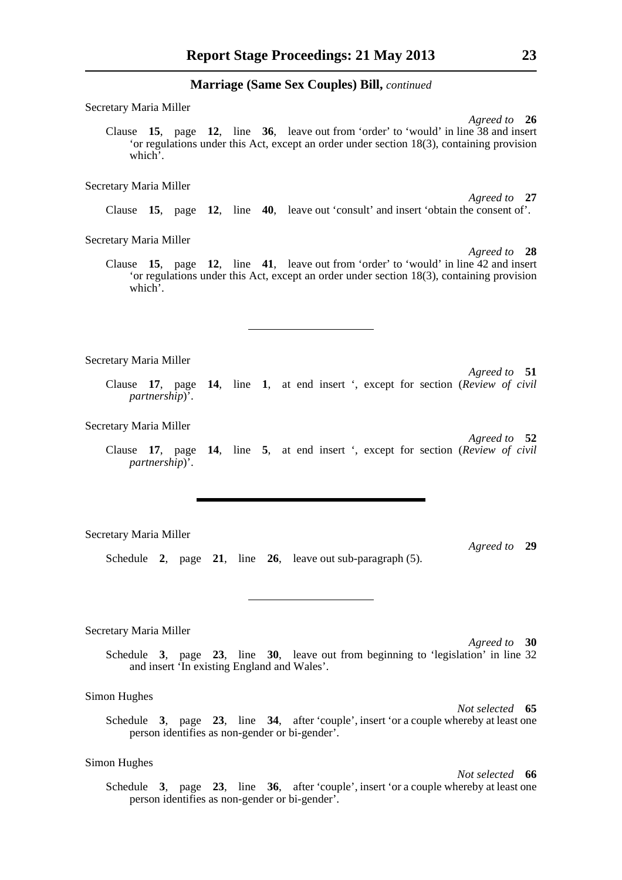## Marriage (Same Sex Couples) Bill, *continued*

Secretary Maria Miller

*Agreed to* **26**

Clause **15**, page **12**, line **36**, leave out from 'order' to 'would' in line 38 and insert 'or regulations under this Act, except an order under section 18(3), containing provision which'.

Secretary Maria Miller

*Agreed to* **27**

Clause **15**, page **12**, line **40**, leave out 'consult' and insert 'obtain the consent of'.

Secretary Maria Miller

*Agreed to* **28**

Clause **15**, page **12**, line **41**, leave out from 'order' to 'would' in line 42 and insert 'or regulations under this Act, except an order under section 18(3), containing provision which'.

---

Secretary Maria Miller

*Agreed to* **51**

Clause **17**, page **14**, line **1**, at end insert ', except for section (*Review of civil partnership*)'.

Secretary Maria Miller

*Agreed to* **52**

Clause **17**, page **14**, line **5**, at end insert ', except for section (*Review of civil partnership*)'.

---

Secretary Maria Miller

*Agreed to* **29**

Schedule **2**, page **21**, line **26**, leave out sub-paragraph (5).

---

Secretary Maria Miller

*Agreed to* **30**

Schedule **3**, page **23**, line **30**, leave out from beginning to 'legislation' in line 32 and insert 'In existing England and Wales'.

Simon Hughes

*Not selected* **65**

Schedule **3**, page **23**, line **34**, after 'couple', insert 'or a couple whereby at least one person identifies as non-gender or bi-gender'.

Simon Hughes

*Not selected* **66**

Schedule **3**, page **23**, line **36**, after 'couple', insert 'or a couple whereby at least one person identifies as non-gender or bi-gender'.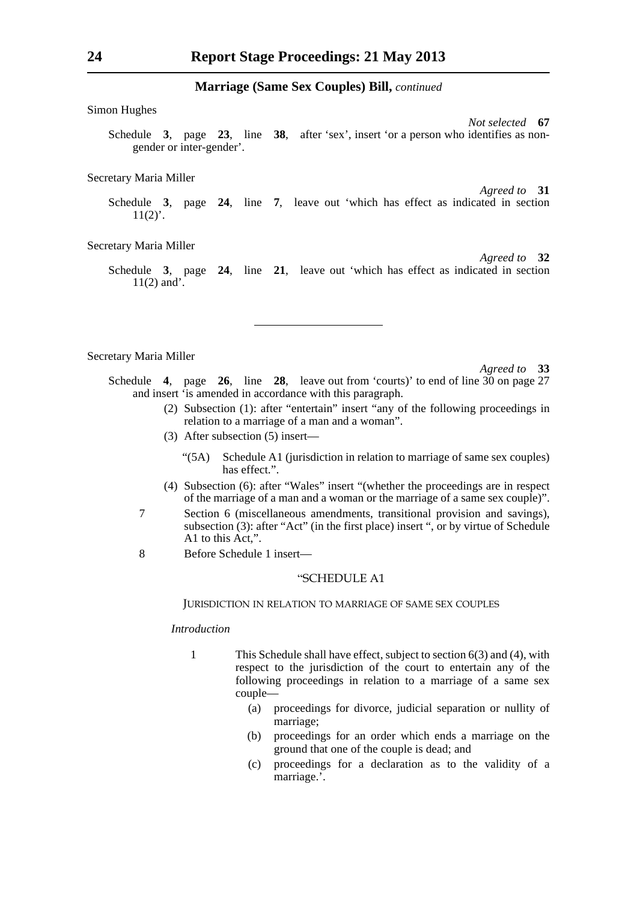## Marriage (Same Sex Couples) Bill, *continued*

Simon Hughes

*Not selected* **67**

Schedule **3**, page **23**, line **38**, after 'sex', insert 'or a person who identifies as non-gender or inter-gender'.

Secretary Maria Miller

*Agreed to* **31**

Schedule **3**, page **24**, line **7**, leave out 'which has effect as indicated in section 11(2)'.

Secretary Maria Miller

*Agreed to* **32**

Schedule **3**, page **24**, line **21**, leave out 'which has effect as indicated in section 11(2) and'.

---

Secretary Maria Miller

*Agreed to* **33**

Schedule **4**, page **26**, line **28**, leave out from 'courts)' to end of line 30 on page 27 and insert 'is amended in accordance with this paragraph.

(2) Subsection (1): after "entertain" insert "any of the following proceedings in relation to a marriage of a man and a woman".

(3) After subsection (5) insert—

"(5A) Schedule A1 (jurisdiction in relation to marriage of same sex couples) has effect.".

(4) Subsection (6): after "Wales" insert "(whether the proceedings are in respect of the marriage of a man and a woman or the marriage of a same sex couple)".

7 Section 6 (miscellaneous amendments, transitional provision and savings), subsection (3): after "Act" (in the first place) insert ", or by virtue of Schedule A1 to this Act,".

8 Before Schedule 1 insert—

"SCHEDULE A1

JURISDICTION IN RELATION TO MARRIAGE OF SAME SEX COUPLES

*Introduction*

1 This Schedule shall have effect, subject to section 6(3) and (4), with respect to the jurisdiction of the court to entertain any of the following proceedings in relation to a marriage of a same sex couple—

(a) proceedings for divorce, judicial separation or nullity of marriage;

(b) proceedings for an order which ends a marriage on the ground that one of the couple is dead; and

(c) proceedings for a declaration as to the validity of a marriage.'.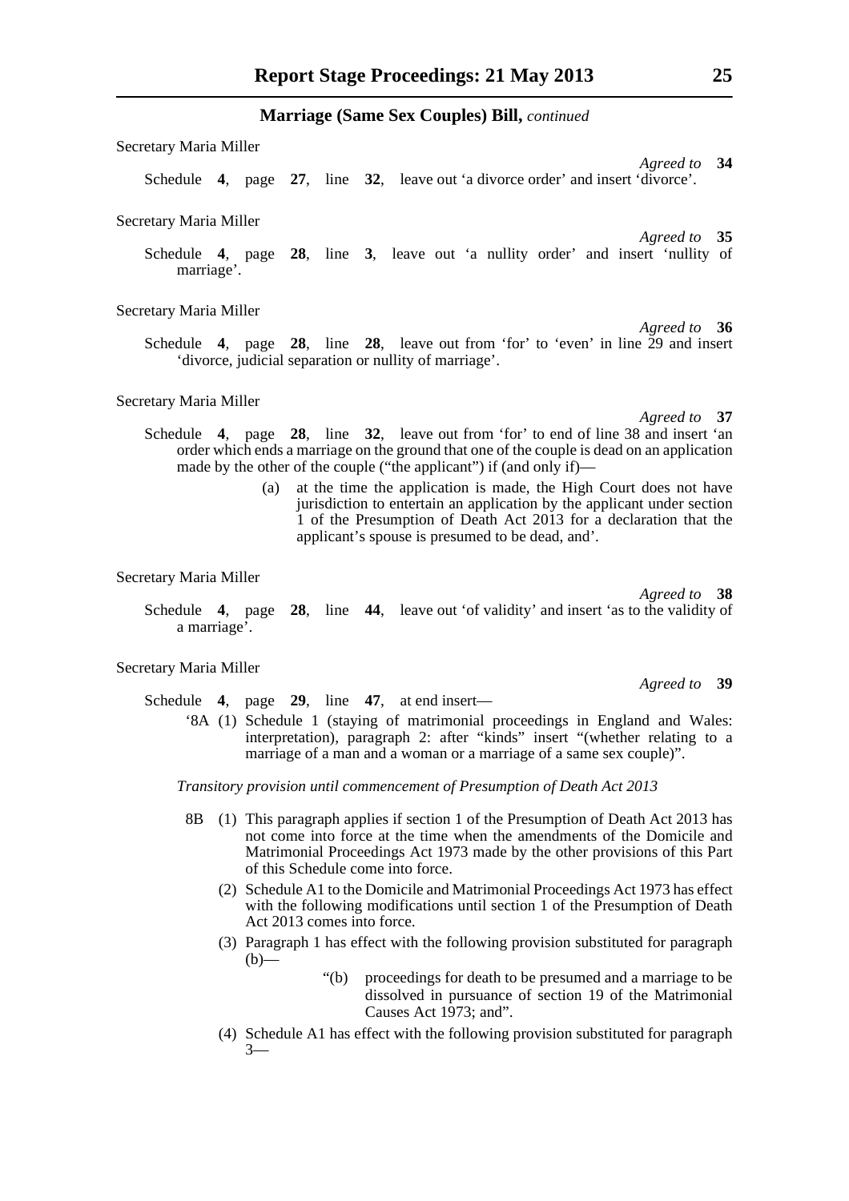Secretary Maria Miller

*Agreed to* **34**

Schedule **4**, page **27**, line **32**, leave out 'a divorce order' and insert 'divorce'.

Secretary Maria Miller

*Agreed to* **35**

Schedule **4**, page **28**, line **3**, leave out 'a nullity order' and insert 'nullity of marriage'.

Secretary Maria Miller

*Agreed to* **36**

Schedule **4**, page **28**, line **28**, leave out from 'for' to 'even' in line 29 and insert 'divorce, judicial separation or nullity of marriage'.

Secretary Maria Miller

*Agreed to* **37**

Schedule **4**, page **28**, line **32**, leave out from 'for' to end of line 38 and insert 'an order which ends a marriage on the ground that one of the couple is dead on an application made by the other of the couple ("the applicant") if (and only if)—

(a) at the time the application is made, the High Court does not have jurisdiction to entertain an application by the applicant under section 1 of the Presumption of Death Act 2013 for a declaration that the applicant's spouse is presumed to be dead, and'.

Secretary Maria Miller

*Agreed to* **38**

Schedule **4**, page **28**, line **44**, leave out 'of validity' and insert 'as to the validity of a marriage'.

Secretary Maria Miller

*Agreed to* **39**

Schedule **4**, page **29**, line **47**, at end insert—

'8A (1) Schedule 1 (staying of matrimonial proceedings in England and Wales: interpretation), paragraph 2: after "kinds" insert "(whether relating to a marriage of a man and a woman or a marriage of a same sex couple)".

*Transitory provision until commencement of Presumption of Death Act 2013*

8B (1) This paragraph applies if section 1 of the Presumption of Death Act 2013 has not come into force at the time when the amendments of the Domicile and Matrimonial Proceedings Act 1973 made by the other provisions of this Part of this Schedule come into force.

(2) Schedule A1 to the Domicile and Matrimonial Proceedings Act 1973 has effect with the following modifications until section 1 of the Presumption of Death Act 2013 comes into force.

(3) Paragraph 1 has effect with the following provision substituted for paragraph (b)—

"(b) proceedings for death to be presumed and a marriage to be dissolved in pursuance of section 19 of the Matrimonial Causes Act 1973; and".

(4) Schedule A1 has effect with the following provision substituted for paragraph 3—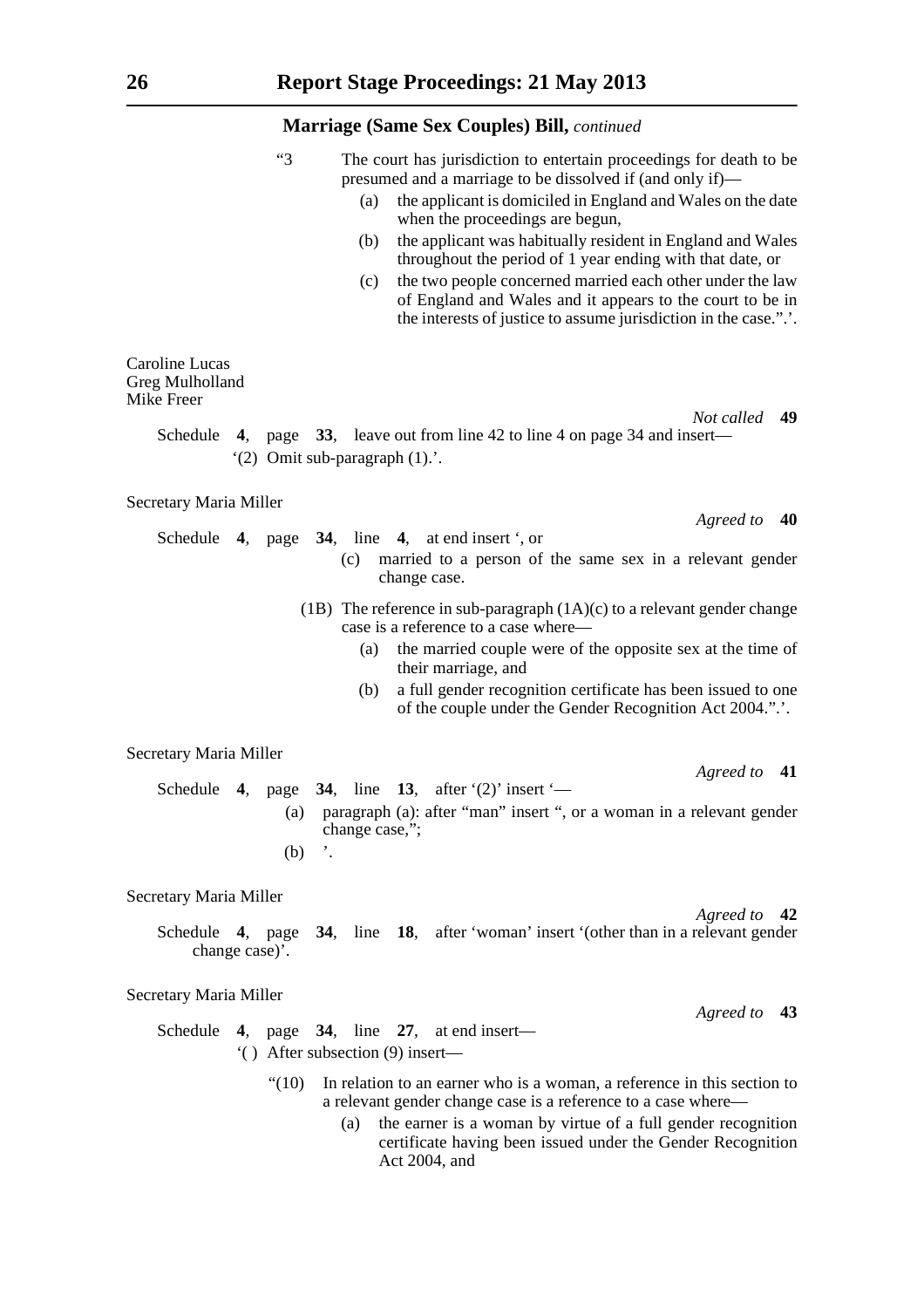**Marriage (Same Sex Couples) Bill,** *continued*

"3 The court has jurisdiction to entertain proceedings for death to be presumed and a marriage to be dissolved if (and only if)—

(a) the applicant is domiciled in England and Wales on the date when the proceedings are begun,

(b) the applicant was habitually resident in England and Wales throughout the period of 1 year ending with that date, or

(c) the two people concerned married each other under the law of England and Wales and it appears to the court to be in the interests of justice to assume jurisdiction in the case.".'.

Caroline Lucas
Greg Mulholland
Mike Freer

*Not called* **49**

Schedule **4**, page **33**, leave out from line 42 to line 4 on page 34 and insert—

'(2) Omit sub-paragraph (1).'.

Secretary Maria Miller

*Agreed to* **40**

Schedule **4**, page **34**, line **4**, at end insert ', or

(c) married to a person of the same sex in a relevant gender change case.

(1B) The reference in sub-paragraph (1A)(c) to a relevant gender change case is a reference to a case where—

(a) the married couple were of the opposite sex at the time of their marriage, and

(b) a full gender recognition certificate has been issued to one of the couple under the Gender Recognition Act 2004.".'.

Secretary Maria Miller

*Agreed to* **41**

Schedule **4**, page **34**, line **13**, after '(2)' insert '—

(a) paragraph (a): after "man" insert ", or a woman in a relevant gender change case,";

(b) '.

Secretary Maria Miller

*Agreed to* **42**

Schedule **4**, page **34**, line **18**, after 'woman' insert '(other than in a relevant gender change case)'.

Secretary Maria Miller

*Agreed to* **43**

Schedule **4**, page **34**, line **27**, at end insert—

'( ) After subsection (9) insert—

"(10) In relation to an earner who is a woman, a reference in this section to a relevant gender change case is a reference to a case where—

(a) the earner is a woman by virtue of a full gender recognition certificate having been issued under the Gender Recognition Act 2004, and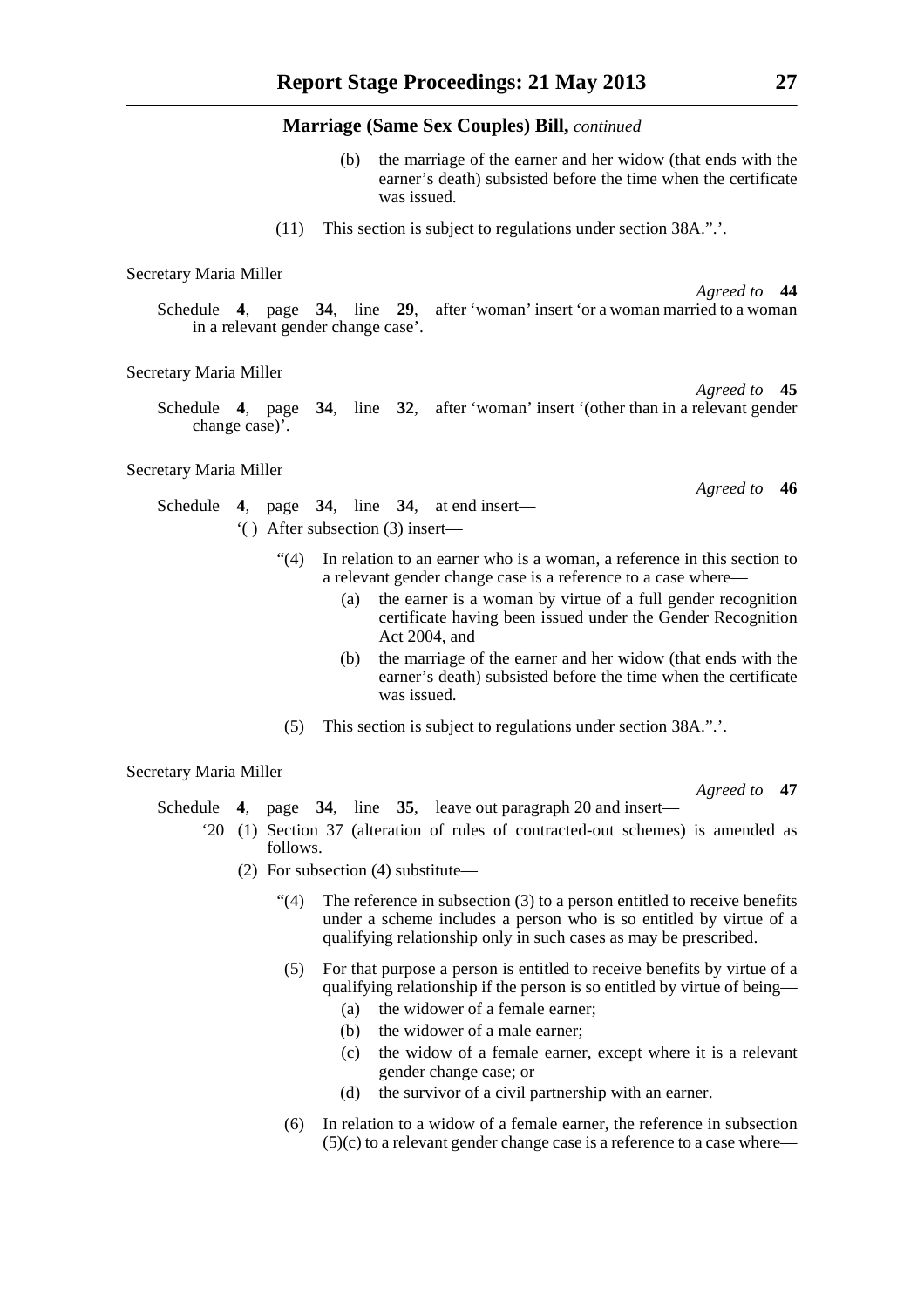**Marriage (Same Sex Couples) Bill,** *continued*

(b) the marriage of the earner and her widow (that ends with the earner's death) subsisted before the time when the certificate was issued.

(11) This section is subject to regulations under section 38A.".'.

Secretary Maria Miller

*Agreed to* **44**

Schedule **4**, page **34**, line **29**, after 'woman' insert 'or a woman married to a woman in a relevant gender change case'.

Secretary Maria Miller

*Agreed to* **45**

Schedule **4**, page **34**, line **32**, after 'woman' insert '(other than in a relevant gender change case)'.

Secretary Maria Miller

*Agreed to* **46**

Schedule **4**, page **34**, line **34**, at end insert—

'( ) After subsection (3) insert—

"(4) In relation to an earner who is a woman, a reference in this section to a relevant gender change case is a reference to a case where—

(a) the earner is a woman by virtue of a full gender recognition certificate having been issued under the Gender Recognition Act 2004, and

(b) the marriage of the earner and her widow (that ends with the earner's death) subsisted before the time when the certificate was issued.

(5) This section is subject to regulations under section 38A.".'.

Secretary Maria Miller

*Agreed to* **47**

Schedule **4**, page **34**, line **35**, leave out paragraph 20 and insert—

'20 (1) Section 37 (alteration of rules of contracted-out schemes) is amended as follows.

(2) For subsection (4) substitute—

"(4) The reference in subsection (3) to a person entitled to receive benefits under a scheme includes a person who is so entitled by virtue of a qualifying relationship only in such cases as may be prescribed.

(5) For that purpose a person is entitled to receive benefits by virtue of a qualifying relationship if the person is so entitled by virtue of being—

(a) the widower of a female earner;

(b) the widower of a male earner;

(c) the widow of a female earner, except where it is a relevant gender change case; or

(d) the survivor of a civil partnership with an earner.

(6) In relation to a widow of a female earner, the reference in subsection (5)(c) to a relevant gender change case is a reference to a case where—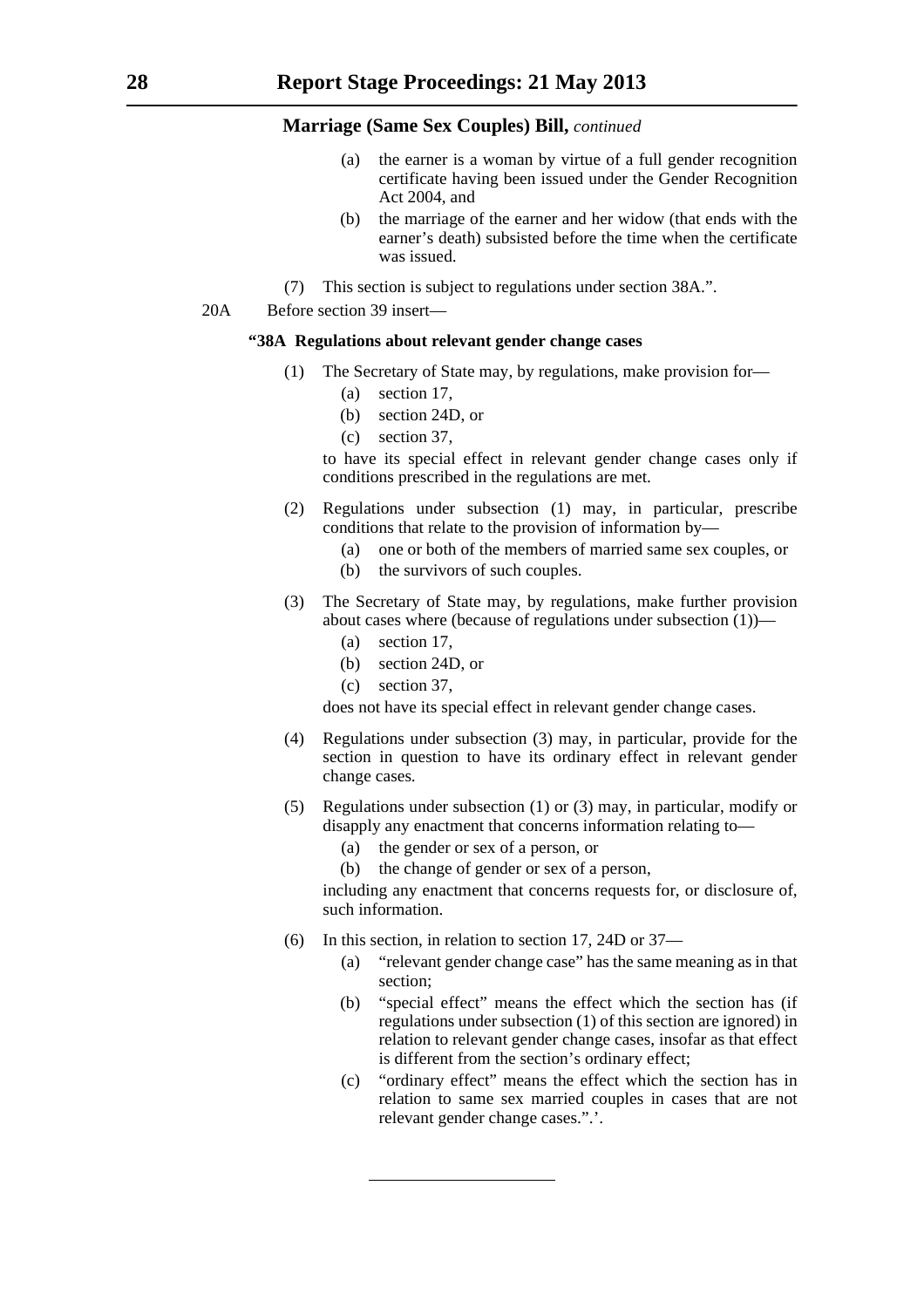**Marriage (Same Sex Couples) Bill,** *continued*

(a) the earner is a woman by virtue of a full gender recognition certificate having been issued under the Gender Recognition Act 2004, and

(b) the marriage of the earner and her widow (that ends with the earner's death) subsisted before the time when the certificate was issued.

(7) This section is subject to regulations under section 38A.".

20A Before section 39 insert—

**"38A Regulations about relevant gender change cases**

(1) The Secretary of State may, by regulations, make provision for—

(a) section 17,

(b) section 24D, or

(c) section 37,

to have its special effect in relevant gender change cases only if conditions prescribed in the regulations are met.

(2) Regulations under subsection (1) may, in particular, prescribe conditions that relate to the provision of information by—

(a) one or both of the members of married same sex couples, or

(b) the survivors of such couples.

(3) The Secretary of State may, by regulations, make further provision about cases where (because of regulations under subsection (1))—

(a) section 17,

(b) section 24D, or

(c) section 37,

does not have its special effect in relevant gender change cases.

(4) Regulations under subsection (3) may, in particular, provide for the section in question to have its ordinary effect in relevant gender change cases.

(5) Regulations under subsection (1) or (3) may, in particular, modify or disapply any enactment that concerns information relating to—

(a) the gender or sex of a person, or

(b) the change of gender or sex of a person,

including any enactment that concerns requests for, or disclosure of, such information.

(6) In this section, in relation to section 17, 24D or 37—

(a) "relevant gender change case" has the same meaning as in that section;

(b) "special effect" means the effect which the section has (if regulations under subsection (1) of this section are ignored) in relation to relevant gender change cases, insofar as that effect is different from the section's ordinary effect;

(c) "ordinary effect" means the effect which the section has in relation to same sex married couples in cases that are not relevant gender change cases.".'.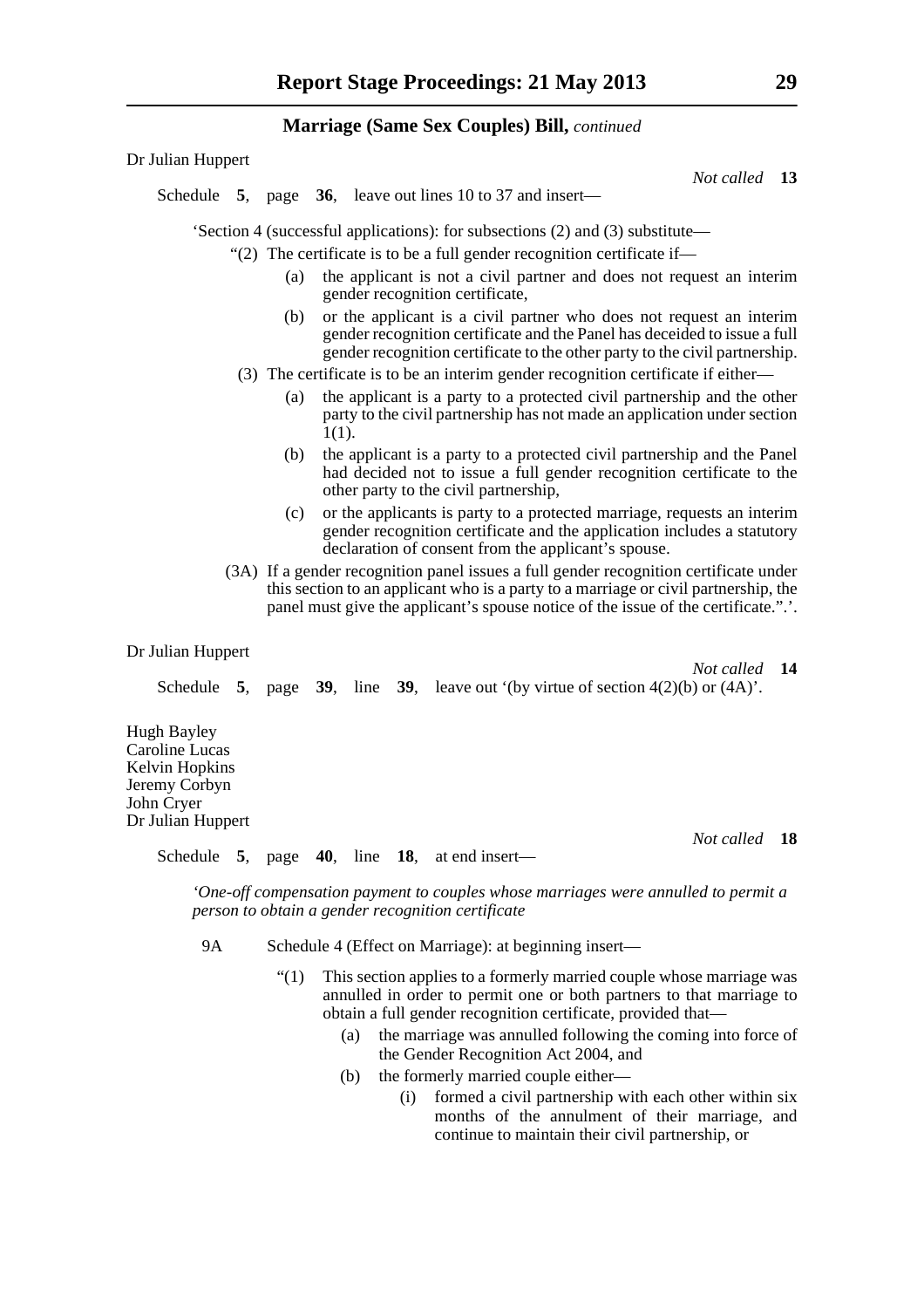## Marriage (Same Sex Couples) Bill, *continued*

Dr Julian Huppert

*Not called* **13**

Schedule **5**, page **36**, leave out lines 10 to 37 and insert—

'Section 4 (successful applications): for subsections (2) and (3) substitute—

"(2) The certificate is to be a full gender recognition certificate if—

(a) the applicant is not a civil partner and does not request an interim gender recognition certificate,

(b) or the applicant is a civil partner who does not request an interim gender recognition certificate and the Panel has deceided to issue a full gender recognition certificate to the other party to the civil partnership.

(3) The certificate is to be an interim gender recognition certificate if either—

(a) the applicant is a party to a protected civil partnership and the other party to the civil partnership has not made an application under section 1(1).

(b) the applicant is a party to a protected civil partnership and the Panel had decided not to issue a full gender recognition certificate to the other party to the civil partnership,

(c) or the applicants is party to a protected marriage, requests an interim gender recognition certificate and the application includes a statutory declaration of consent from the applicant's spouse.

(3A) If a gender recognition panel issues a full gender recognition certificate under this section to an applicant who is a party to a marriage or civil partnership, the panel must give the applicant's spouse notice of the issue of the certificate.".'.

Dr Julian Huppert

*Not called* **14**

Schedule **5**, page **39**, line **39**, leave out '(by virtue of section 4(2)(b) or (4A)'.

Hugh Bayley
Caroline Lucas
Kelvin Hopkins
Jeremy Corbyn
John Cryer
Dr Julian Huppert

*Not called* **18**

Schedule **5**, page **40**, line **18**, at end insert—

*'One-off compensation payment to couples whose marriages were annulled to permit a person to obtain a gender recognition certificate*

9A Schedule 4 (Effect on Marriage): at beginning insert—

"(1) This section applies to a formerly married couple whose marriage was annulled in order to permit one or both partners to that marriage to obtain a full gender recognition certificate, provided that—

(a) the marriage was annulled following the coming into force of the Gender Recognition Act 2004, and

(b) the formerly married couple either—

(i) formed a civil partnership with each other within six months of the annulment of their marriage, and continue to maintain their civil partnership, or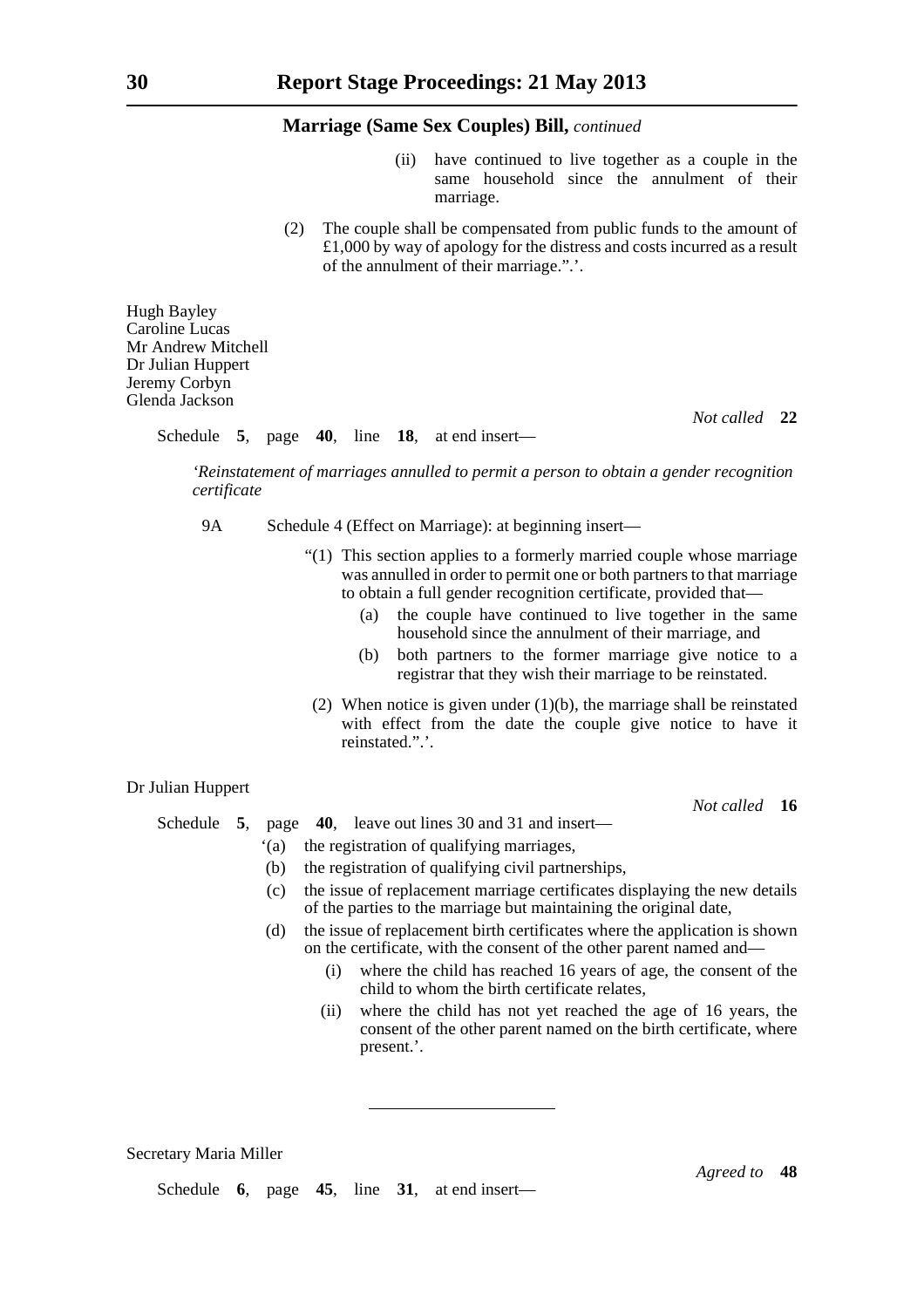(ii) have continued to live together as a couple in the same household since the annulment of their marriage.

(2) The couple shall be compensated from public funds to the amount of £1,000 by way of apology for the distress and costs incurred as a result of the annulment of their marriage.”.’.

Hugh Bayley
Caroline Lucas
Mr Andrew Mitchell
Dr Julian Huppert
Jeremy Corbyn
Glenda Jackson

*Not called* **22**

Schedule **5**, page **40**, line **18**, at end insert—

‘*Reinstatement of marriages annulled to permit a person to obtain a gender recognition certificate*

9A Schedule 4 (Effect on Marriage): at beginning insert—

“(1) This section applies to a formerly married couple whose marriage was annulled in order to permit one or both partners to that marriage to obtain a full gender recognition certificate, provided that—

(a) the couple have continued to live together in the same household since the annulment of their marriage, and

(b) both partners to the former marriage give notice to a registrar that they wish their marriage to be reinstated.

(2) When notice is given under (1)(b), the marriage shall be reinstated with effect from the date the couple give notice to have it reinstated.”.’.

Dr Julian Huppert

*Not called* **16**

Schedule **5**, page **40**, leave out lines 30 and 31 and insert—

‘(a) the registration of qualifying marriages,

(b) the registration of qualifying civil partnerships,

(c) the issue of replacement marriage certificates displaying the new details of the parties to the marriage but maintaining the original date,

(d) the issue of replacement birth certificates where the application is shown on the certificate, with the consent of the other parent named and—

(i) where the child has reached 16 years of age, the consent of the child to whom the birth certificate relates,

(ii) where the child has not yet reached the age of 16 years, the consent of the other parent named on the birth certificate, where present.’.

---

Secretary Maria Miller

*Agreed to* **48**

Schedule **6**, page **45**, line **31**, at end insert—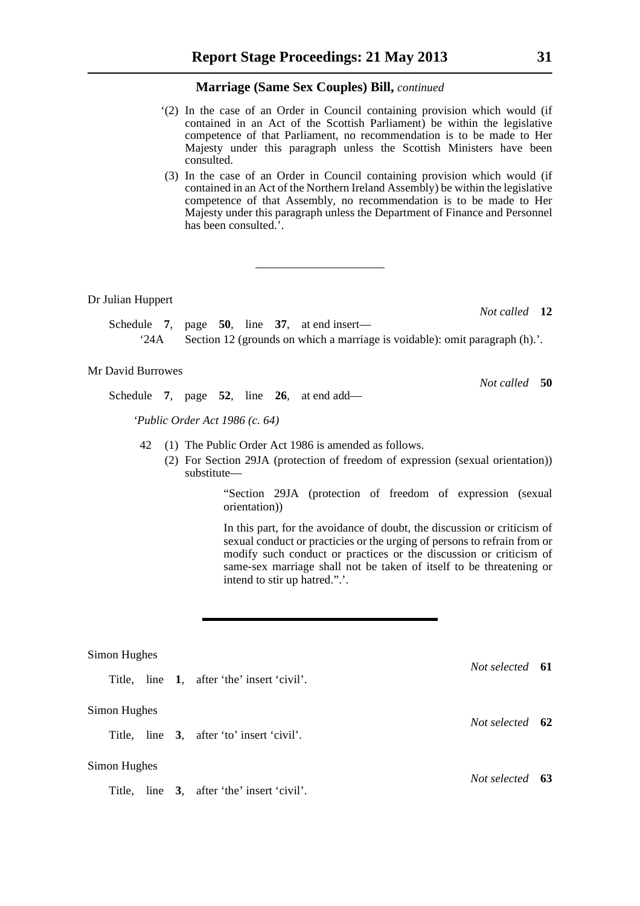**Marriage (Same Sex Couples) Bill,** *continued*

'(2) In the case of an Order in Council containing provision which would (if contained in an Act of the Scottish Parliament) be within the legislative competence of that Parliament, no recommendation is to be made to Her Majesty under this paragraph unless the Scottish Ministers have been consulted.

(3) In the case of an Order in Council containing provision which would (if contained in an Act of the Northern Ireland Assembly) be within the legislative competence of that Assembly, no recommendation is to be made to Her Majesty under this paragraph unless the Department of Finance and Personnel has been consulted.'.

---

Dr Julian Huppert

*Not called* **12**

Schedule **7**, page **50**, line **37**, at end insert—

'24A Section 12 (grounds on which a marriage is voidable): omit paragraph (h).'.

Mr David Burrowes

*Not called* **50**

Schedule **7**, page **52**, line **26**, at end add—

'*Public Order Act 1986 (c. 64)*

42 (1) The Public Order Act 1986 is amended as follows.

(2) For Section 29JA (protection of freedom of expression (sexual orientation)) substitute—

"Section 29JA (protection of freedom of expression (sexual orientation))

In this part, for the avoidance of doubt, the discussion or criticism of sexual conduct or practicies or the urging of persons to refrain from or modify such conduct or practices or the discussion or criticism of same-sex marriage shall not be taken of itself to be threatening or intend to stir up hatred.".'.

---

Simon Hughes

*Not selected* **61**

Title, line **1**, after 'the' insert 'civil'.

Simon Hughes

*Not selected* **62**

Title, line **3**, after 'to' insert 'civil'.

Simon Hughes

*Not selected* **63**

Title, line **3**, after 'the' insert 'civil'.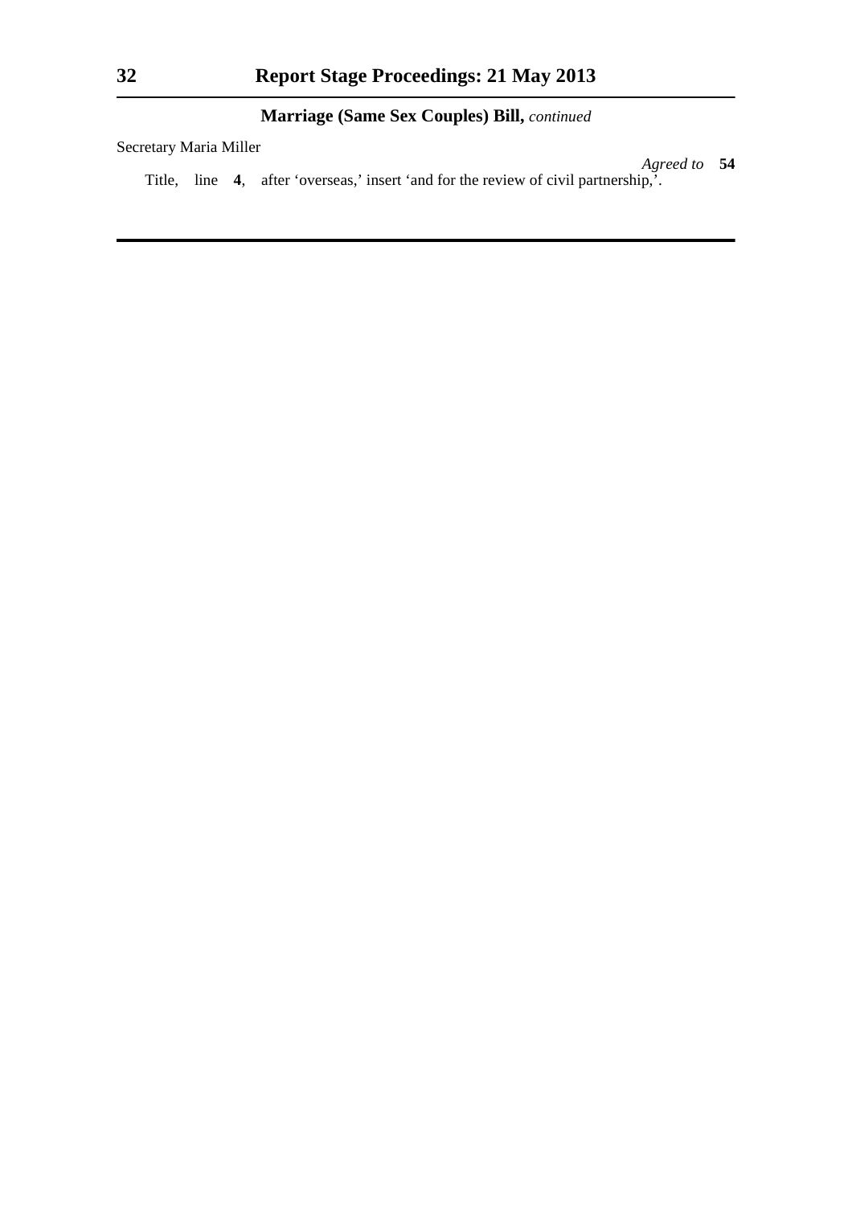**Marriage (Same Sex Couples) Bill,** *continued*

Secretary Maria Miller

*Agreed to* **54**

Title, line **4**, after 'overseas,' insert 'and for the review of civil partnership,'.